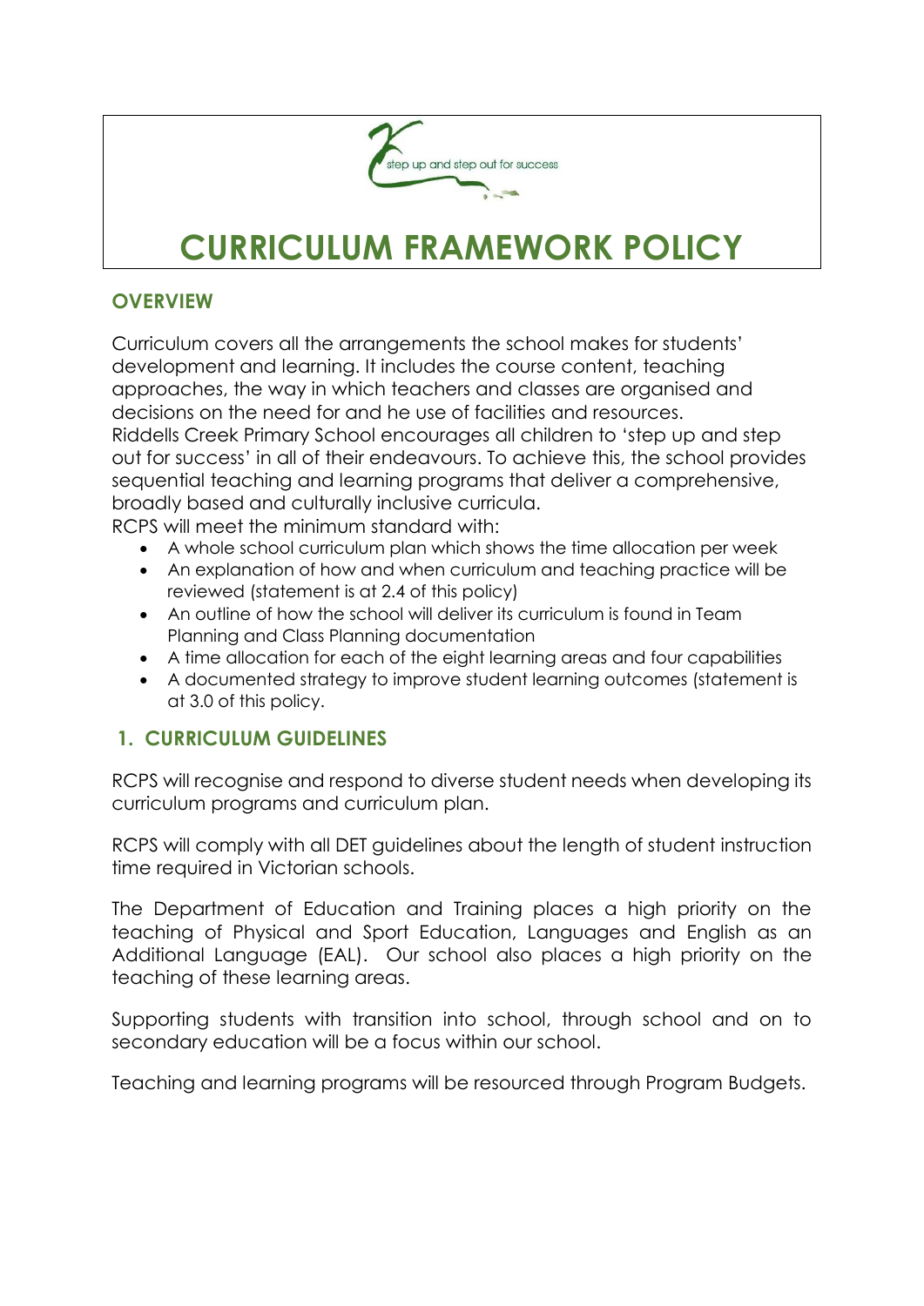step up and step out for success

# CURRICULUM FRAMEWORK POLICY

## OVERVIEW

Curriculum covers all the arrangements the school makes for students' development and learning. It includes the course content, teaching approaches, the way in which teachers and classes are organised and decisions on the need for and he use of facilities and resources.
Riddells Creek Primary School encourages all children to 'step up and step out for success' in all of their endeavours. To achieve this, the school provides sequential teaching and learning programs that deliver a comprehensive, broadly based and culturally inclusive curricula.
RCPS will meet the minimum standard with:

- A whole school curriculum plan which shows the time allocation per week
- An explanation of how and when curriculum and teaching practice will be reviewed (statement is at 2.4 of this policy)
- An outline of how the school will deliver its curriculum is found in Team Planning and Class Planning documentation
- A time allocation for each of the eight learning areas and four capabilities
- A documented strategy to improve student learning outcomes (statement is at 3.0 of this policy.

## 1. CURRICULUM GUIDELINES

RCPS will recognise and respond to diverse student needs when developing its curriculum programs and curriculum plan.

RCPS will comply with all DET guidelines about the length of student instruction time required in Victorian schools.

The Department of Education and Training places a high priority on the teaching of Physical and Sport Education, Languages and English as an Additional Language (EAL). Our school also places a high priority on the teaching of these learning areas.

Supporting students with transition into school, through school and on to secondary education will be a focus within our school.

Teaching and learning programs will be resourced through Program Budgets.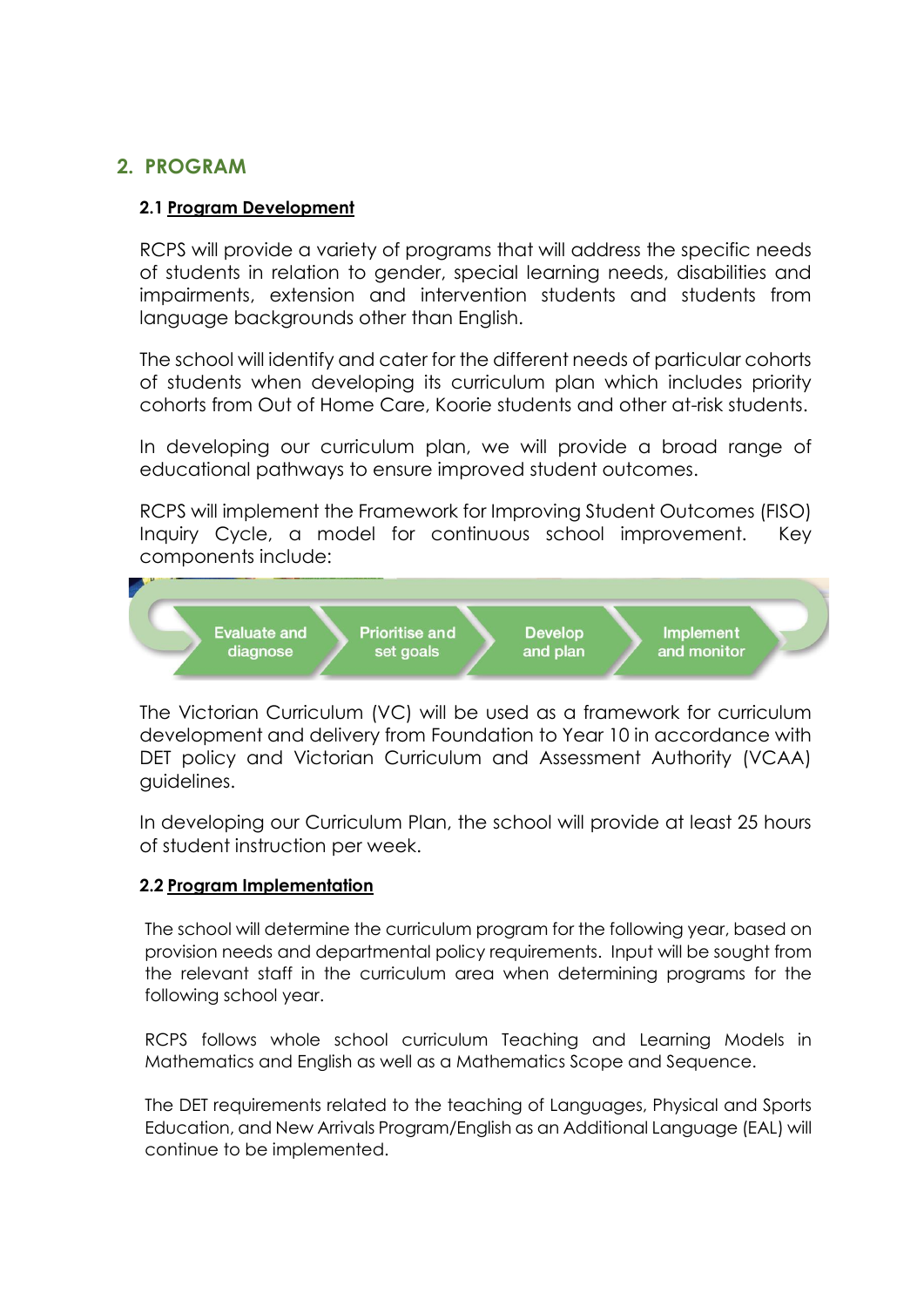## 2. PROGRAM

### 2.1 Program Development

RCPS will provide a variety of programs that will address the specific needs of students in relation to gender, special learning needs, disabilities and impairments, extension and intervention students and students from language backgrounds other than English.

The school will identify and cater for the different needs of particular cohorts of students when developing its curriculum plan which includes priority cohorts from Out of Home Care, Koorie students and other at-risk students.

In developing our curriculum plan, we will provide a broad range of educational pathways to ensure improved student outcomes.

RCPS will implement the Framework for Improving Student Outcomes (FISO) Inquiry Cycle, a model for continuous school improvement. Key components include:

Evaluate and diagnose → Prioritise and set goals → Develop and plan → Implement and monitor

The Victorian Curriculum (VC) will be used as a framework for curriculum development and delivery from Foundation to Year 10 in accordance with DET policy and Victorian Curriculum and Assessment Authority (VCAA) guidelines.

In developing our Curriculum Plan, the school will provide at least 25 hours of student instruction per week.

### 2.2 Program Implementation

The school will determine the curriculum program for the following year, based on provision needs and departmental policy requirements. Input will be sought from the relevant staff in the curriculum area when determining programs for the following school year.

RCPS follows whole school curriculum Teaching and Learning Models in Mathematics and English as well as a Mathematics Scope and Sequence.

The DET requirements related to the teaching of Languages, Physical and Sports Education, and New Arrivals Program/English as an Additional Language (EAL) will continue to be implemented.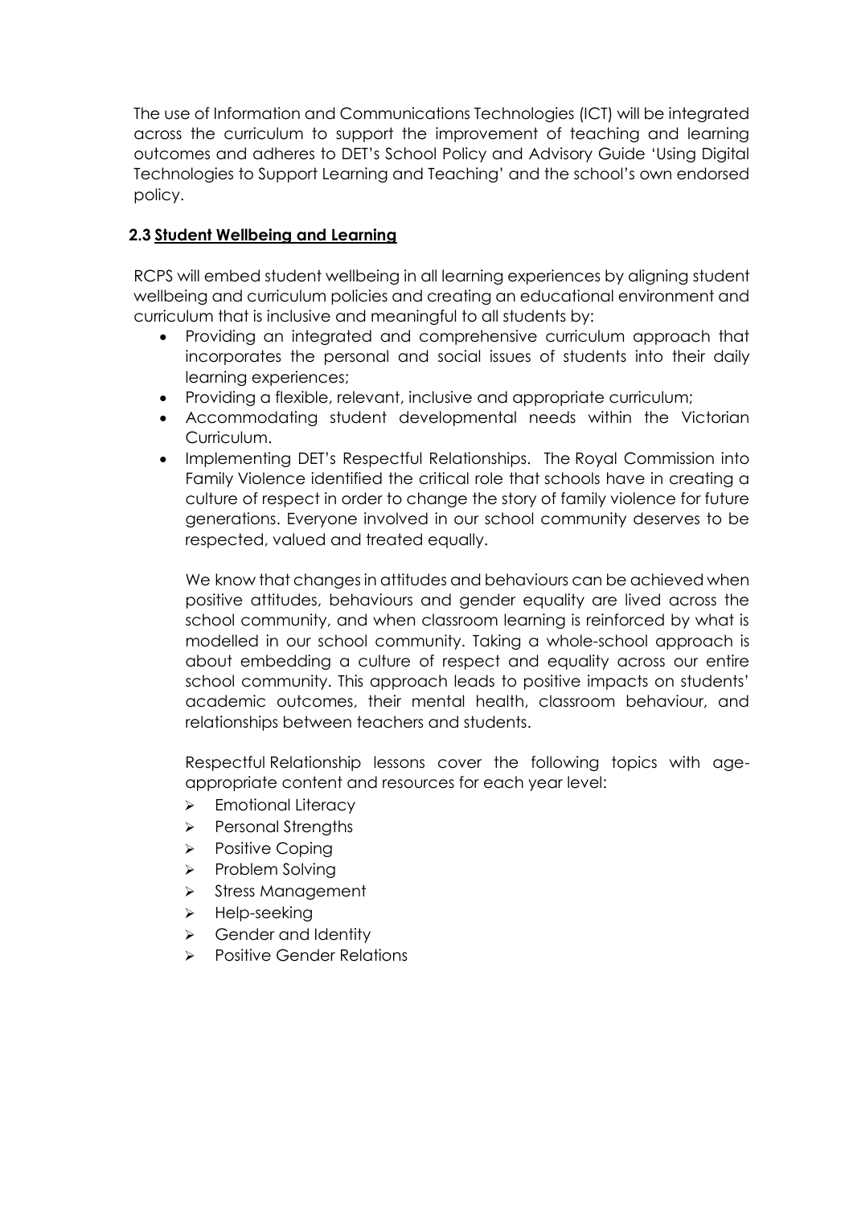The use of Information and Communications Technologies (ICT) will be integrated across the curriculum to support the improvement of teaching and learning outcomes and adheres to DET's School Policy and Advisory Guide 'Using Digital Technologies to Support Learning and Teaching' and the school's own endorsed policy.

### 2.3 Student Wellbeing and Learning

RCPS will embed student wellbeing in all learning experiences by aligning student wellbeing and curriculum policies and creating an educational environment and curriculum that is inclusive and meaningful to all students by:

- Providing an integrated and comprehensive curriculum approach that incorporates the personal and social issues of students into their daily learning experiences;
- Providing a flexible, relevant, inclusive and appropriate curriculum;
- Accommodating student developmental needs within the Victorian Curriculum.
- Implementing DET's Respectful Relationships. The Royal Commission into Family Violence identified the critical role that schools have in creating a culture of respect in order to change the story of family violence for future generations. Everyone involved in our school community deserves to be respected, valued and treated equally.

  We know that changes in attitudes and behaviours can be achieved when positive attitudes, behaviours and gender equality are lived across the school community, and when classroom learning is reinforced by what is modelled in our school community. Taking a whole-school approach is about embedding a culture of respect and equality across our entire school community. This approach leads to positive impacts on students' academic outcomes, their mental health, classroom behaviour, and relationships between teachers and students.

  Respectful Relationship lessons cover the following topics with age-appropriate content and resources for each year level:

  - Emotional Literacy
  - Personal Strengths
  - Positive Coping
  - Problem Solving
  - Stress Management
  - Help-seeking
  - Gender and Identity
  - Positive Gender Relations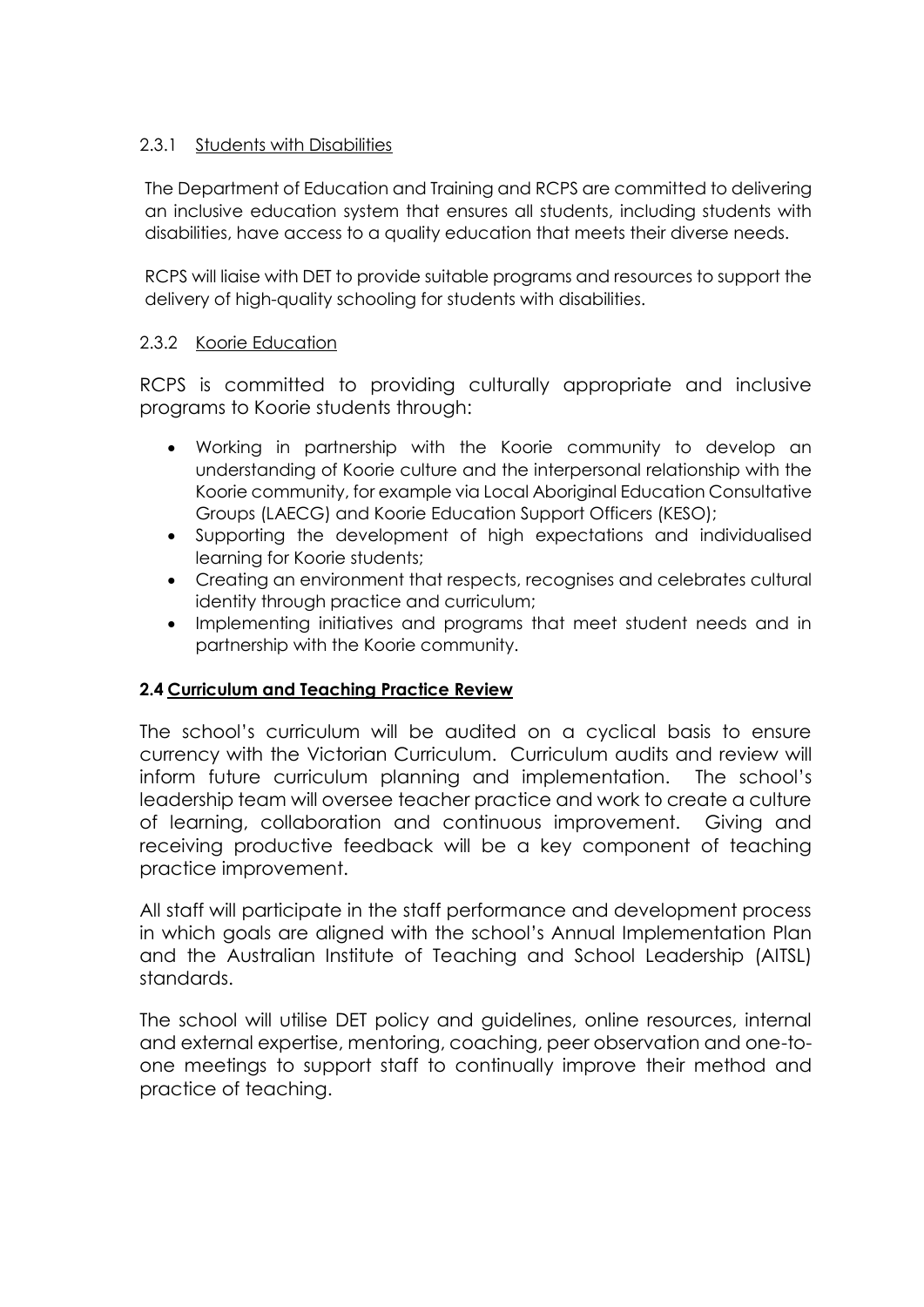#### 2.3.1 Students with Disabilities

The Department of Education and Training and RCPS are committed to delivering an inclusive education system that ensures all students, including students with disabilities, have access to a quality education that meets their diverse needs.

RCPS will liaise with DET to provide suitable programs and resources to support the delivery of high-quality schooling for students with disabilities.

#### 2.3.2 Koorie Education

RCPS is committed to providing culturally appropriate and inclusive programs to Koorie students through:

- Working in partnership with the Koorie community to develop an understanding of Koorie culture and the interpersonal relationship with the Koorie community, for example via Local Aboriginal Education Consultative Groups (LAECG) and Koorie Education Support Officers (KESO);
- Supporting the development of high expectations and individualised learning for Koorie students;
- Creating an environment that respects, recognises and celebrates cultural identity through practice and curriculum;
- Implementing initiatives and programs that meet student needs and in partnership with the Koorie community.

### 2.4 Curriculum and Teaching Practice Review

The school's curriculum will be audited on a cyclical basis to ensure currency with the Victorian Curriculum. Curriculum audits and review will inform future curriculum planning and implementation. The school's leadership team will oversee teacher practice and work to create a culture of learning, collaboration and continuous improvement. Giving and receiving productive feedback will be a key component of teaching practice improvement.

All staff will participate in the staff performance and development process in which goals are aligned with the school's Annual Implementation Plan and the Australian Institute of Teaching and School Leadership (AITSL) standards.

The school will utilise DET policy and guidelines, online resources, internal and external expertise, mentoring, coaching, peer observation and one-to-one meetings to support staff to continually improve their method and practice of teaching.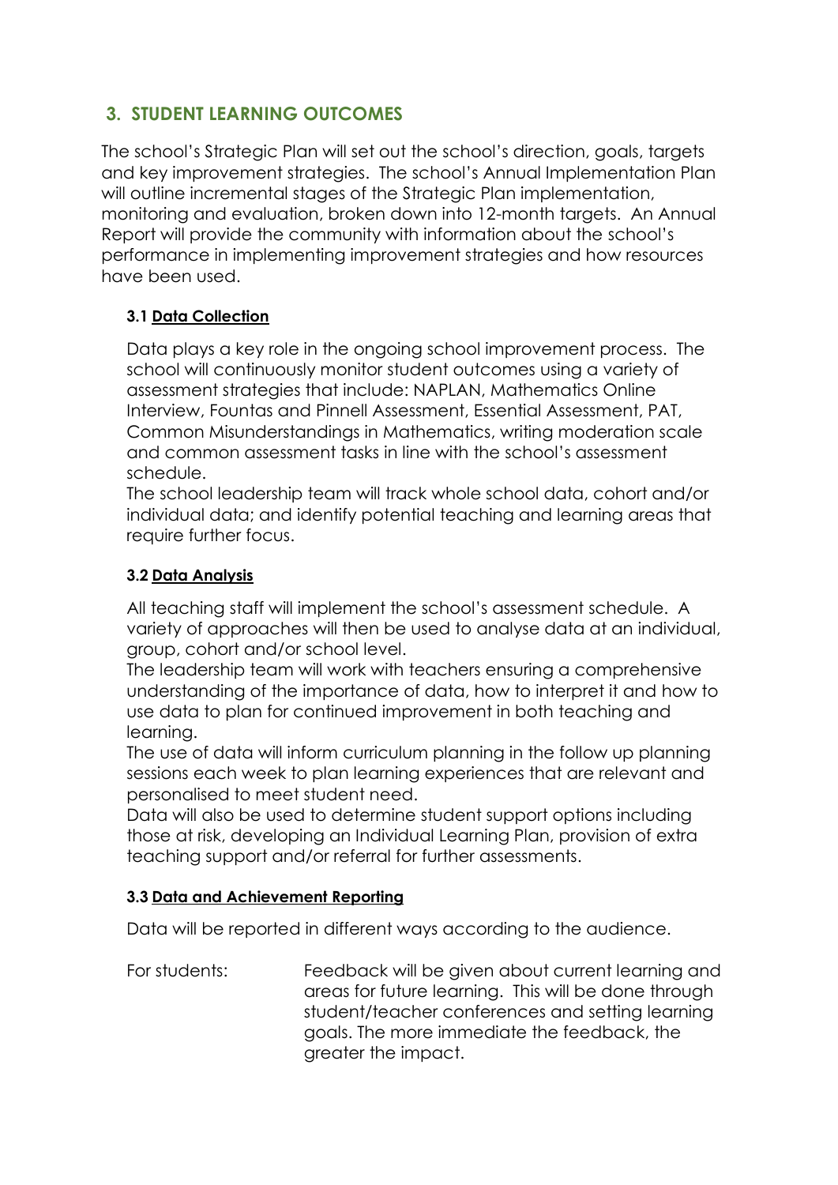## 3. STUDENT LEARNING OUTCOMES

The school's Strategic Plan will set out the school's direction, goals, targets and key improvement strategies. The school's Annual Implementation Plan will outline incremental stages of the Strategic Plan implementation, monitoring and evaluation, broken down into 12-month targets. An Annual Report will provide the community with information about the school's performance in implementing improvement strategies and how resources have been used.

### 3.1 Data Collection

Data plays a key role in the ongoing school improvement process. The school will continuously monitor student outcomes using a variety of assessment strategies that include: NAPLAN, Mathematics Online Interview, Fountas and Pinnell Assessment, Essential Assessment, PAT, Common Misunderstandings in Mathematics, writing moderation scale and common assessment tasks in line with the school's assessment schedule.

The school leadership team will track whole school data, cohort and/or individual data; and identify potential teaching and learning areas that require further focus.

### 3.2 Data Analysis

All teaching staff will implement the school's assessment schedule. A variety of approaches will then be used to analyse data at an individual, group, cohort and/or school level.

The leadership team will work with teachers ensuring a comprehensive understanding of the importance of data, how to interpret it and how to use data to plan for continued improvement in both teaching and learning.

The use of data will inform curriculum planning in the follow up planning sessions each week to plan learning experiences that are relevant and personalised to meet student need.

Data will also be used to determine student support options including those at risk, developing an Individual Learning Plan, provision of extra teaching support and/or referral for further assessments.

### 3.3 Data and Achievement Reporting

Data will be reported in different ways according to the audience.

For students: Feedback will be given about current learning and areas for future learning. This will be done through student/teacher conferences and setting learning goals. The more immediate the feedback, the greater the impact.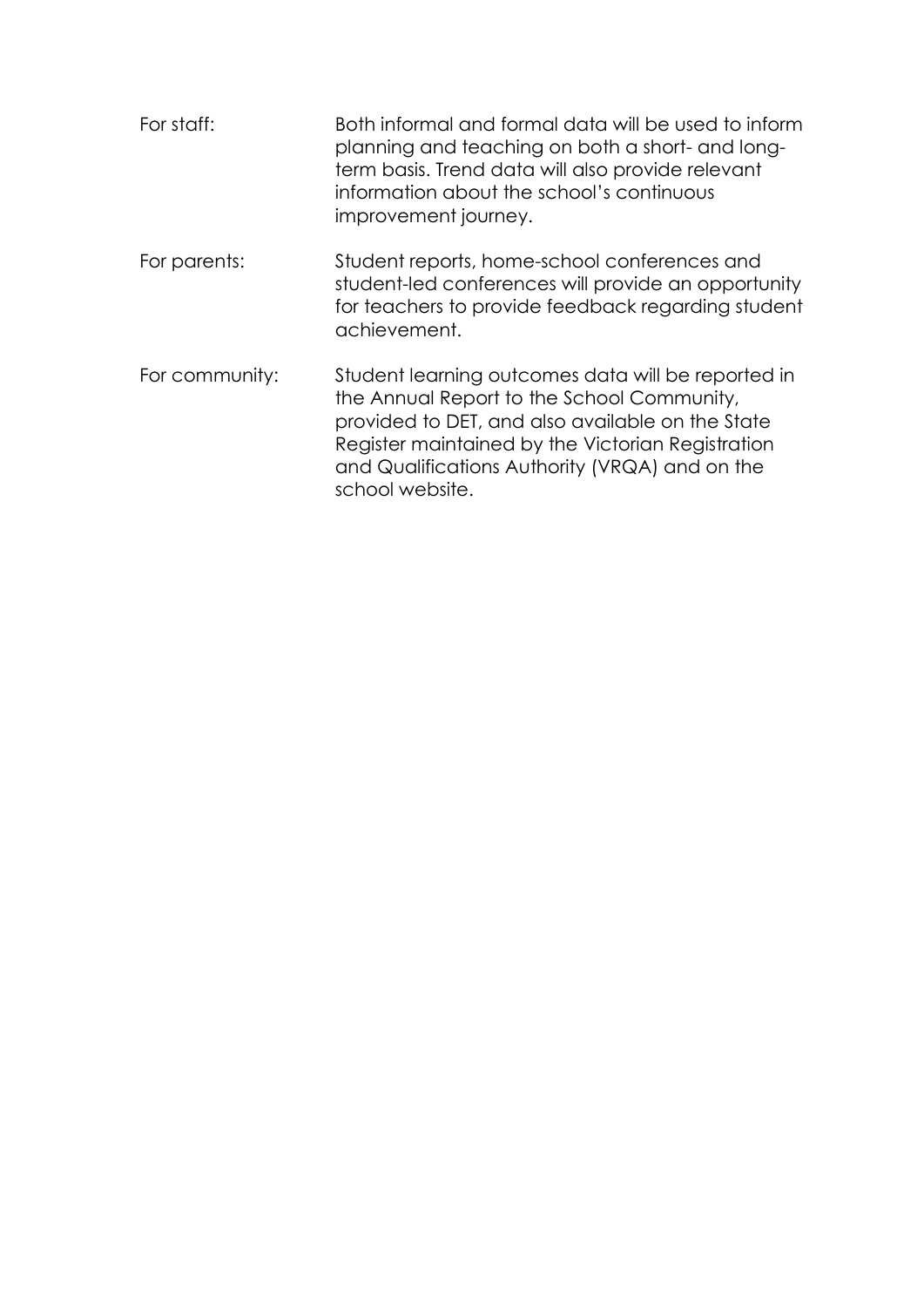For staff: Both informal and formal data will be used to inform planning and teaching on both a short- and long-term basis. Trend data will also provide relevant information about the school's continuous improvement journey.

For parents: Student reports, home-school conferences and student-led conferences will provide an opportunity for teachers to provide feedback regarding student achievement.

For community: Student learning outcomes data will be reported in the Annual Report to the School Community, provided to DET, and also available on the State Register maintained by the Victorian Registration and Qualifications Authority (VRQA) and on the school website.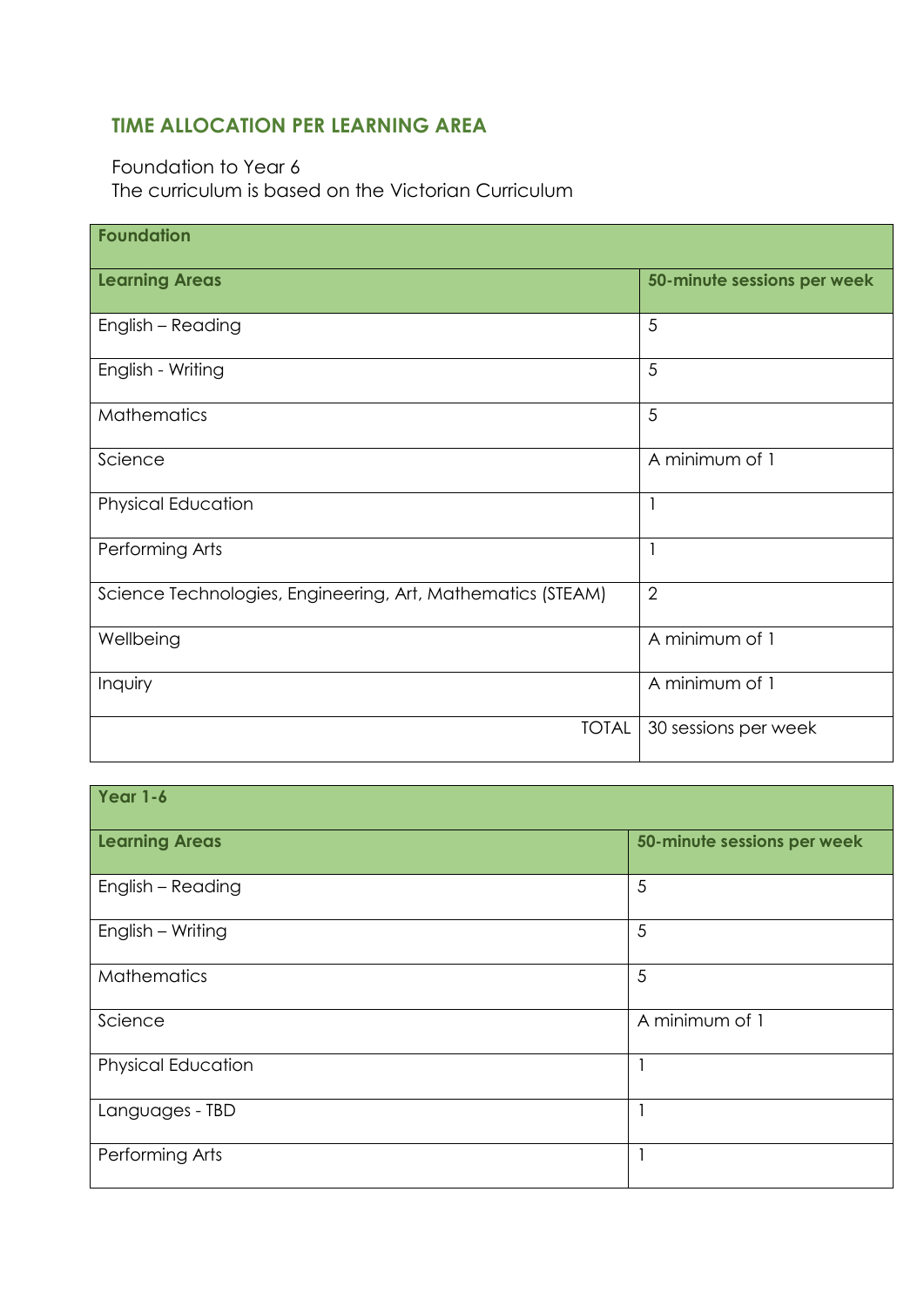## TIME ALLOCATION PER LEARNING AREA

Foundation to Year 6
The curriculum is based on the Victorian Curriculum

| **Foundation** | |
|---|---|
| **Learning Areas** | **50-minute sessions per week** |
| English – Reading | 5 |
| English - Writing | 5 |
| Mathematics | 5 |
| Science | A minimum of 1 |
| Physical Education | 1 |
| Performing Arts | 1 |
| Science Technologies, Engineering, Art, Mathematics (STEAM) | 2 |
| Wellbeing | A minimum of 1 |
| Inquiry | A minimum of 1 |
| TOTAL | 30 sessions per week |

| **Year 1-6** | |
|---|---|
| **Learning Areas** | **50-minute sessions per week** |
| English – Reading | 5 |
| English – Writing | 5 |
| Mathematics | 5 |
| Science | A minimum of 1 |
| Physical Education | 1 |
| Languages - TBD | 1 |
| Performing Arts | 1 |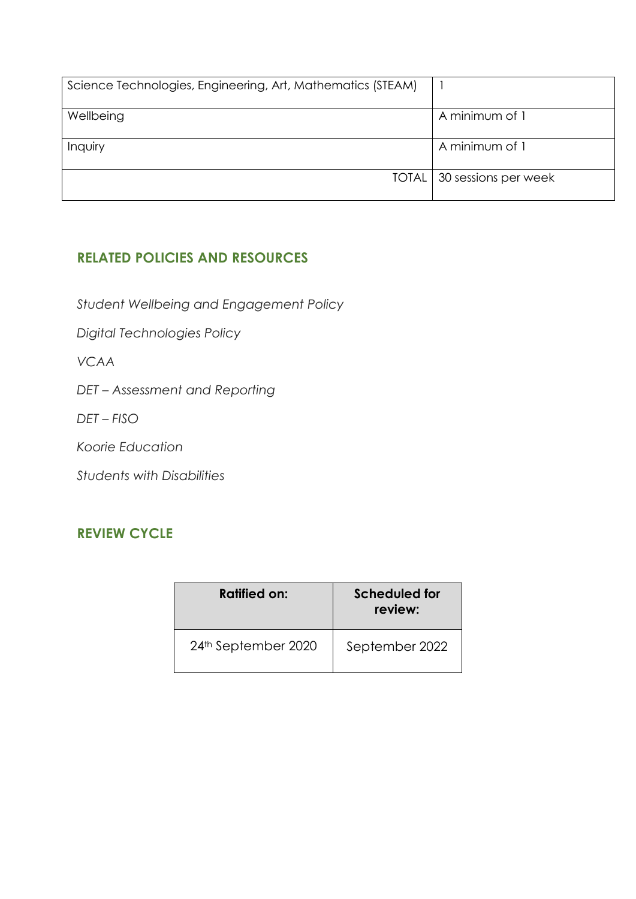| | |
|---|---|
| Science Technologies, Engineering, Art, Mathematics (STEAM) | 1 |
| Wellbeing | A minimum of 1 |
| Inquiry | A minimum of 1 |
| TOTAL | 30 sessions per week |

## RELATED POLICIES AND RESOURCES

*Student Wellbeing and Engagement Policy*

*Digital Technologies Policy*

*VCAA*

*DET – Assessment and Reporting*

*DET – FISO*

*Koorie Education*

*Students with Disabilities*

## REVIEW CYCLE

| Ratified on: | Scheduled for review: |
|---|---|
| 24th September 2020 | September 2022 |